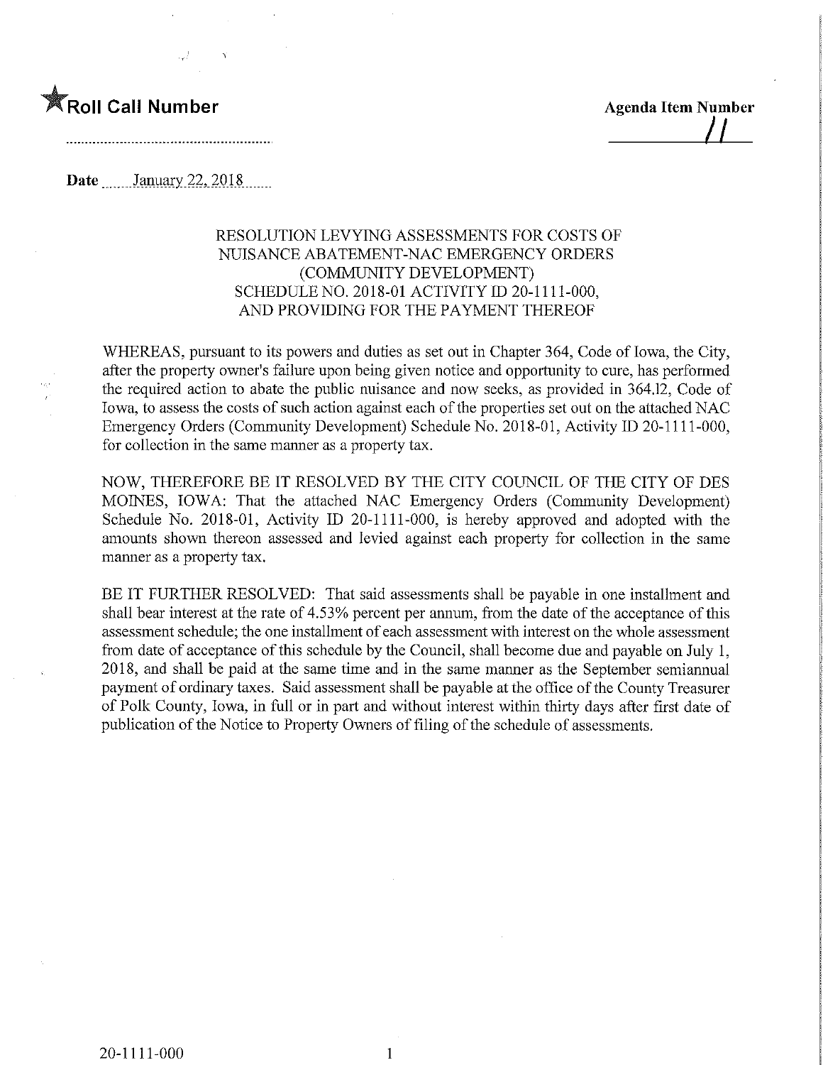**Roll Call Number**

**Agenda Item Number**
11

**Date** January 22, 2018

RESOLUTION LEVYING ASSESSMENTS FOR COSTS OF NUISANCE ABATEMENT-NAC EMERGENCY ORDERS (COMMUNITY DEVELOPMENT) SCHEDULE NO. 2018-01 ACTIVITY ID 20-1111-000, AND PROVIDING FOR THE PAYMENT THEREOF

WHEREAS, pursuant to its powers and duties as set out in Chapter 364, Code of Iowa, the City, after the property owner's failure upon being given notice and opportunity to cure, has performed the required action to abate the public nuisance and now seeks, as provided in 364.12, Code of Iowa, to assess the costs of such action against each of the properties set out on the attached NAC Emergency Orders (Community Development) Schedule No. 2018-01, Activity ID 20-1111-000, for collection in the same manner as a property tax.

NOW, THEREFORE BE IT RESOLVED BY THE CITY COUNCIL OF THE CITY OF DES MOINES, IOWA: That the attached NAC Emergency Orders (Community Development) Schedule No. 2018-01, Activity ID 20-1111-000, is hereby approved and adopted with the amounts shown thereon assessed and levied against each property for collection in the same manner as a property tax.

BE IT FURTHER RESOLVED: That said assessments shall be payable in one installment and shall bear interest at the rate of 4.53% percent per annum, from the date of the acceptance of this assessment schedule; the one installment of each assessment with interest on the whole assessment from date of acceptance of this schedule by the Council, shall become due and payable on July 1, 2018, and shall be paid at the same time and in the same manner as the September semiannual payment of ordinary taxes. Said assessment shall be payable at the office of the County Treasurer of Polk County, Iowa, in full or in part and without interest within thirty days after first date of publication of the Notice to Property Owners of filing of the schedule of assessments.

20-1111-000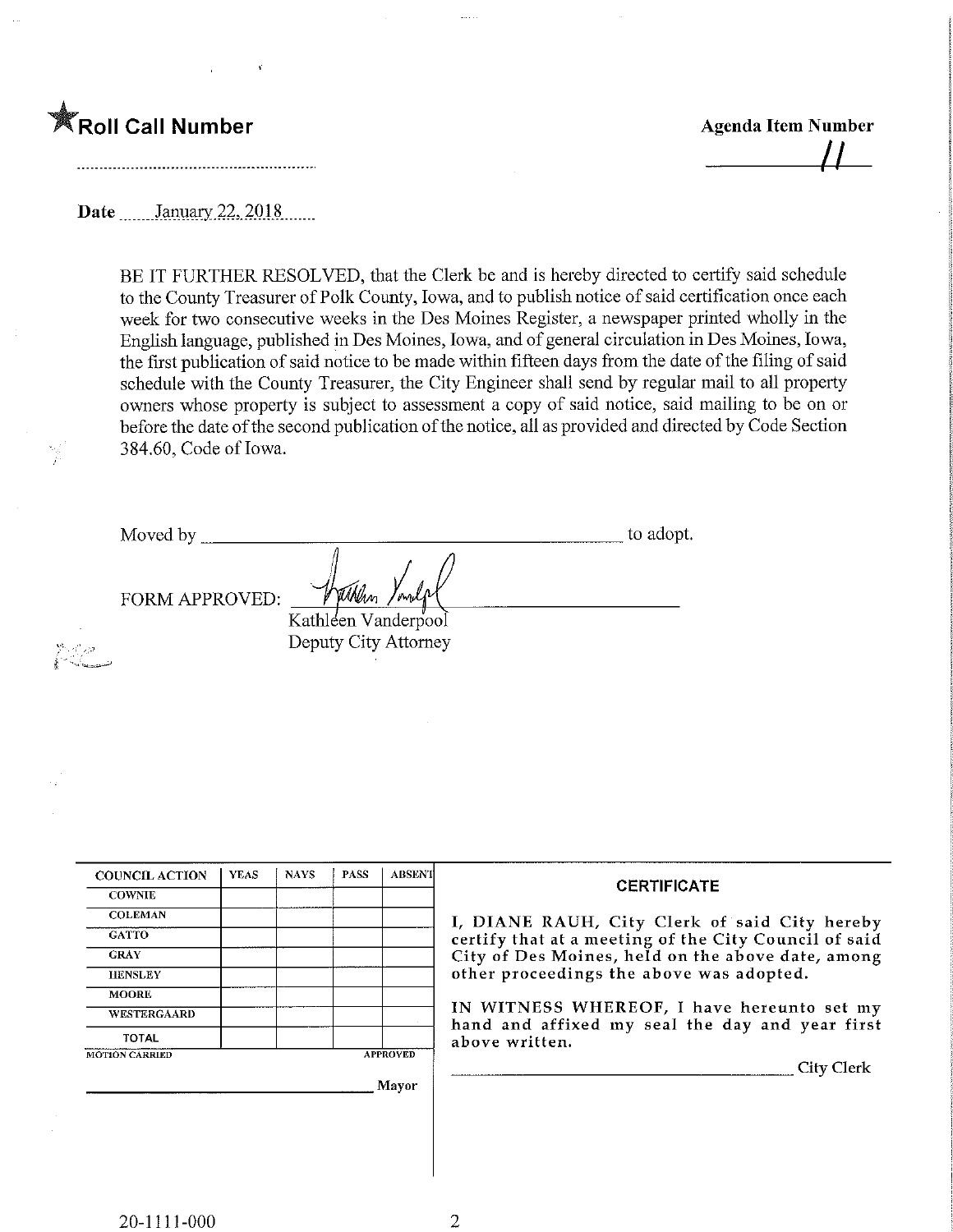★**Roll Call Number**

**Agenda Item Number**

11

**Date** January 22, 2018

BE IT FURTHER RESOLVED, that the Clerk be and is hereby directed to certify said schedule to the County Treasurer of Polk County, Iowa, and to publish notice of said certification once each week for two consecutive weeks in the Des Moines Register, a newspaper printed wholly in the English language, published in Des Moines, Iowa, and of general circulation in Des Moines, Iowa, the first publication of said notice to be made within fifteen days from the date of the filing of said schedule with the County Treasurer, the City Engineer shall send by regular mail to all property owners whose property is subject to assessment a copy of said notice, said mailing to be on or before the date of the second publication of the notice, all as provided and directed by Code Section 384.60, Code of Iowa.

Moved by ______________________________ to adopt.

FORM APPROVED: ______________________________
Kathleen Vanderpool
Deputy City Attorney

| COUNCIL ACTION | YEAS | NAYS | PASS | ABSENT |
|---|---|---|---|---|
| COWNIE | | | | |
| COLEMAN | | | | |
| GATTO | | | | |
| GRAY | | | | |
| HENSLEY | | | | |
| MOORE | | | | |
| WESTERGAARD | | | | |
| TOTAL | | | | |

MOTION CARRIED APPROVED

______________________________ Mayor

**CERTIFICATE**

I, DIANE RAUH, City Clerk of said City hereby certify that at a meeting of the City Council of said City of Des Moines, held on the above date, among other proceedings the above was adopted.

IN WITNESS WHEREOF, I have hereunto set my hand and affixed my seal the day and year first above written.

______________________________ City Clerk

20-1111-000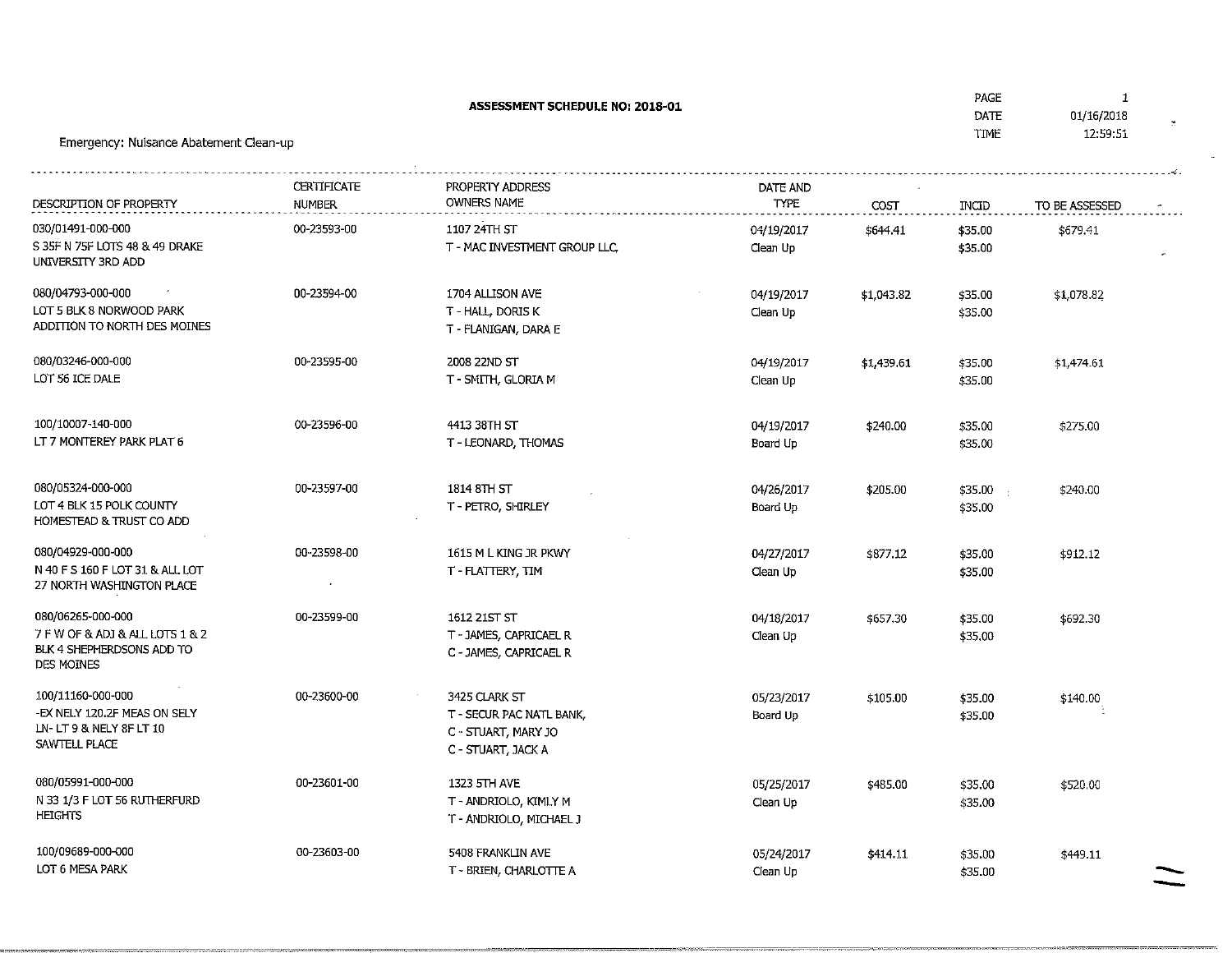## ASSESSMENT SCHEDULE NO: 2018-01

PAGE 1
DATE 01/16/2018
TIME 12:59:51

Emergency: Nuisance Abatement Clean-up

| DESCRIPTION OF PROPERTY | CERTIFICATE NUMBER | PROPERTY ADDRESS OWNERS NAME | DATE AND TYPE | COST | INCID | TO BE ASSESSED |
|---|---|---|---|---|---|---|
| 030/01491-000-000<br>S 35F N 75F LOTS 48 & 49 DRAKE UNIVERSITY 3RD ADD | 00-23593-00 | 1107 24TH ST<br>T - MAC INVESTMENT GROUP LLC, | 04/19/2017<br>Clean Up | $644.41 | $35.00<br>$35.00 | $679.41 |
| 080/04793-000-000<br>LOT 5 BLK 8 NORWOOD PARK ADDITION TO NORTH DES MOINES | 00-23594-00 | 1704 ALLISON AVE<br>T - HALL, DORIS K<br>T - FLANIGAN, DARA E | 04/19/2017<br>Clean Up | $1,043.82 | $35.00<br>$35.00 | $1,078.82 |
| 080/03246-000-000<br>LOT 56 ICE DALE | 00-23595-00 | 2008 22ND ST<br>T - SMITH, GLORIA M | 04/19/2017<br>Clean Up | $1,439.61 | $35.00<br>$35.00 | $1,474.61 |
| 100/10007-140-000<br>LT 7 MONTEREY PARK PLAT 6 | 00-23596-00 | 4413 38TH ST<br>T - LEONARD, THOMAS | 04/19/2017<br>Board Up | $240.00 | $35.00<br>$35.00 | $275.00 |
| 080/05324-000-000<br>LOT 4 BLK 15 POLK COUNTY HOMESTEAD & TRUST CO ADD | 00-23597-00 | 1814 8TH ST<br>T - PETRO, SHIRLEY | 04/26/2017<br>Board Up | $205.00 | $35.00<br>$35.00 | $240.00 |
| 080/04929-000-000<br>N 40 F S 160 F LOT 31 & ALL LOT 27 NORTH WASHINGTON PLACE | 00-23598-00 | 1615 M L KING JR PKWY<br>T - FLATTERY, TIM | 04/27/2017<br>Clean Up | $877.12 | $35.00<br>$35.00 | $912.12 |
| 080/06265-000-000<br>7 F W OF & ADJ & ALL LOTS 1 & 2 BLK 4 SHEPHERDSONS ADD TO DES MOINES | 00-23599-00 | 1612 21ST ST<br>T - JAMES, CAPRICAEL R<br>C - JAMES, CAPRICAEL R | 04/18/2017<br>Clean Up | $657.30 | $35.00<br>$35.00 | $692.30 |
| 100/11160-000-000<br>-EX NELY 120.2F MEAS ON SELY LN- LT 9 & NELY 8F LT 10 SAWTELL PLACE | 00-23600-00 | 3425 CLARK ST<br>T - SECUR PAC NATL BANK,<br>C - STUART, MARY JO<br>C - STUART, JACK A | 05/23/2017<br>Board Up | $105.00 | $35.00<br>$35.00 | $140.00 |
| 080/05991-000-000<br>N 33 1/3 F LOT 56 RUTHERFURD HEIGHTS | 00-23601-00 | 1323 5TH AVE<br>T - ANDRIOLO, KIMLY M<br>T - ANDRIOLO, MICHAEL J | 05/25/2017<br>Clean Up | $485.00 | $35.00<br>$35.00 | $520.00 |
| 100/09689-000-000<br>LOT 6 MESA PARK | 00-23603-00 | 5408 FRANKLIN AVE<br>T - BRIEN, CHARLOTTE A | 05/24/2017<br>Clean Up | $414.11 | $35.00<br>$35.00 | $449.11 |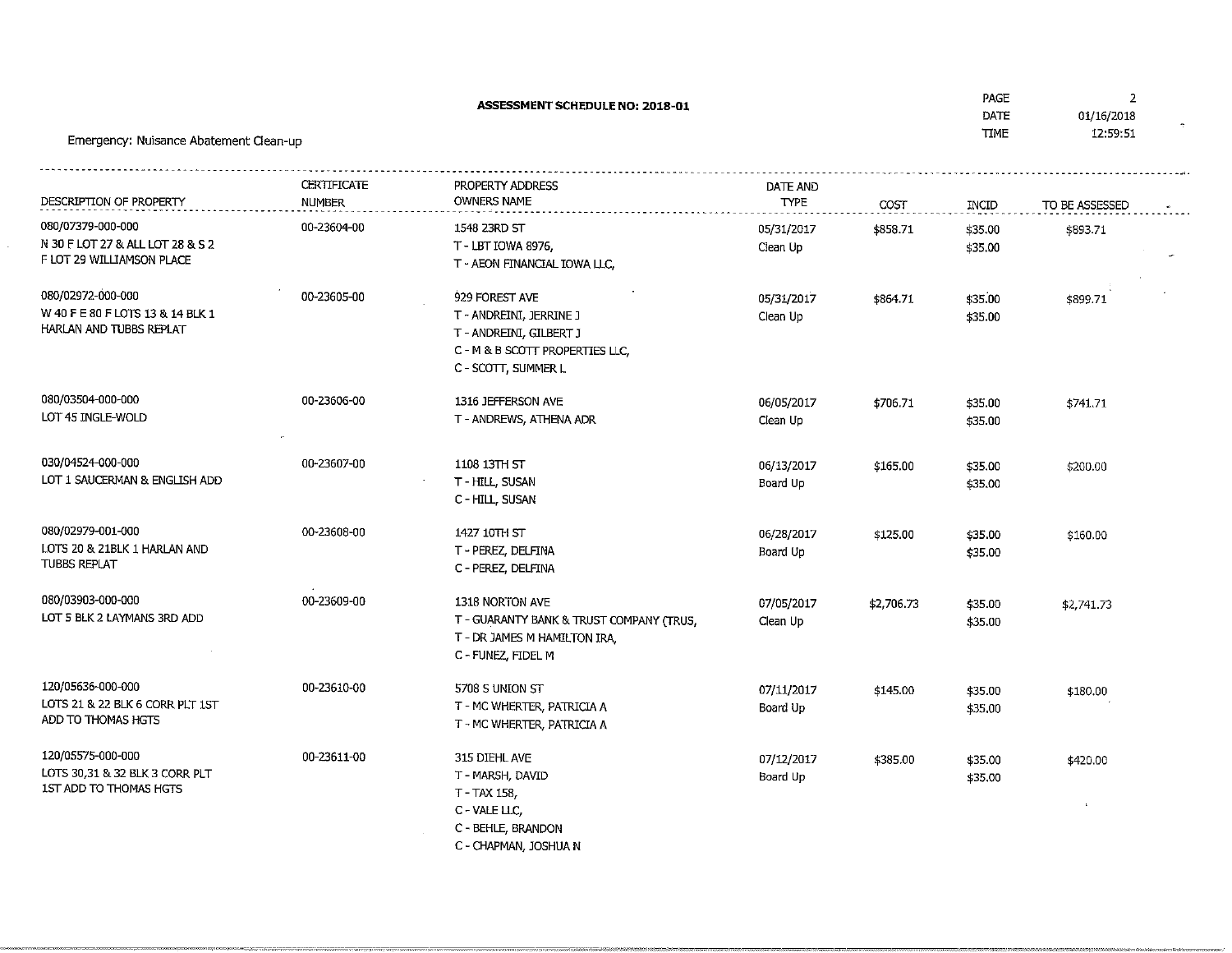**ASSESSMENT SCHEDULE NO: 2018-01**

PAGE 2
DATE 01/16/2018
TIME 12:59:51

Emergency: Nuisance Abatement Clean-up

| DESCRIPTION OF PROPERTY | CERTIFICATE NUMBER | PROPERTY ADDRESS OWNERS NAME | DATE AND TYPE | COST | INCID | TO BE ASSESSED |
|---|---|---|---|---|---|---|
| 080/07379-000-000<br>N 30 F LOT 27 & ALL LOT 28 & S 2 F LOT 29 WILLIAMSON PLACE | 00-23604-00 | 1548 23RD ST<br>T - LBT IOWA 8976,<br>T - AEON FINANCIAL IOWA LLC, | 05/31/2017<br>Clean Up | $858.71 | $35.00<br>$35.00 | $893.71 |
| 080/02972-000-000<br>W 40 F E 80 F LOTS 13 & 14 BLK 1 HARLAN AND TUBBS REPLAT | 00-23605-00 | 929 FOREST AVE<br>T - ANDREINI, JERRINE J<br>T - ANDREINI, GILBERT J<br>C - M & B SCOTT PROPERTIES LLC,<br>C - SCOTT, SUMMER L | 05/31/2017<br>Clean Up | $864.71 | $35.00<br>$35.00 | $899.71 |
| 080/03504-000-000<br>LOT 45 INGLE-WOLD | 00-23606-00 | 1316 JEFFERSON AVE<br>T - ANDREWS, ATHENA ADR | 06/05/2017<br>Clean Up | $706.71 | $35.00<br>$35.00 | $741.71 |
| 030/04524-000-000<br>LOT 1 SAUCERMAN & ENGLISH ADD | 00-23607-00 | 1108 13TH ST<br>T - HILL, SUSAN<br>C - HILL, SUSAN | 06/13/2017<br>Board Up | $165.00 | $35.00<br>$35.00 | $200.00 |
| 080/02979-001-000<br>LOTS 20 & 21BLK 1 HARLAN AND TUBBS REPLAT | 00-23608-00 | 1427 10TH ST<br>T - PEREZ, DELFINA<br>C - PEREZ, DELFINA | 06/28/2017<br>Board Up | $125.00 | $35.00<br>$35.00 | $160.00 |
| 080/03903-000-000<br>LOT 5 BLK 2 LAYMANS 3RD ADD | 00-23609-00 | 1318 NORTON AVE<br>T - GUARANTY BANK & TRUST COMPANY (TRUS,<br>T - DR JAMES M HAMILTON IRA,<br>C - FUNEZ, FIDEL M | 07/05/2017<br>Clean Up | $2,706.73 | $35.00<br>$35.00 | $2,741.73 |
| 120/05636-000-000<br>LOTS 21 & 22 BLK 6 CORR PLT 1ST ADD TO THOMAS HGTS | 00-23610-00 | 5708 S UNION ST<br>T - MC WHERTER, PATRICIA A<br>T - MC WHERTER, PATRICIA A | 07/11/2017<br>Board Up | $145.00 | $35.00<br>$35.00 | $180.00 |
| 120/05575-000-000<br>LOTS 30,31 & 32 BLK 3 CORR PLT 1ST ADD TO THOMAS HGTS | 00-23611-00 | 315 DIEHL AVE<br>T - MARSH, DAVID<br>T - TAX 158,<br>C - VALE LLC,<br>C - BEHLE, BRANDON<br>C - CHAPMAN, JOSHUA N | 07/12/2017<br>Board Up | $385.00 | $35.00<br>$35.00 | $420.00 |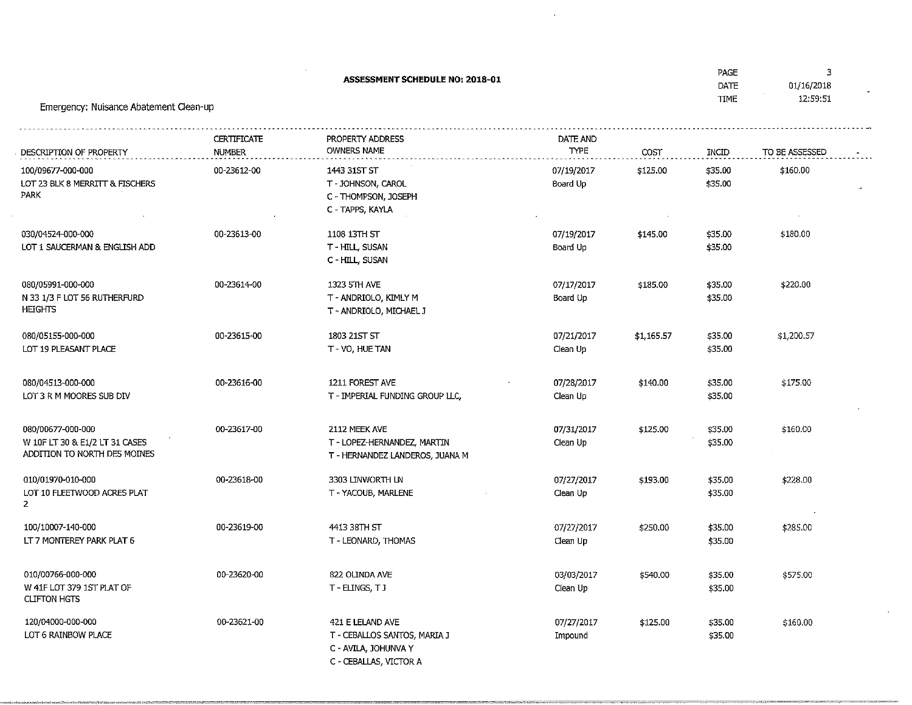**ASSESSMENT SCHEDULE NO: 2018-01**

PAGE 3
DATE 01/16/2018
TIME 12:59:51

Emergency: Nuisance Abatement Clean-up

| DESCRIPTION OF PROPERTY | CERTIFICATE NUMBER | PROPERTY ADDRESS OWNERS NAME | DATE AND TYPE | COST | INCID | TO BE ASSESSED |
|---|---|---|---|---|---|---|
| 100/09677-000-000<br>LOT 23 BLK 8 MERRITT & FISCHERS PARK | 00-23612-00 | 1443 31ST ST<br>T - JOHNSON, CAROL<br>C - THOMPSON, JOSEPH<br>C - TAPPS, KAYLA | 07/19/2017<br>Board Up | $125.00 | $35.00<br>$35.00 | $160.00 |
| 030/04524-000-000<br>LOT 1 SAUCERMAN & ENGLISH ADD | 00-23613-00 | 1108 13TH ST<br>T - HILL, SUSAN<br>C - HILL, SUSAN | 07/19/2017<br>Board Up | $145.00 | $35.00<br>$35.00 | $180.00 |
| 080/05991-000-000<br>N 33 1/3 F LOT 56 RUTHERFURD HEIGHTS | 00-23614-00 | 1323 5TH AVE<br>T - ANDRIOLO, KIMLY M<br>T - ANDRIOLO, MICHAEL J | 07/17/2017<br>Board Up | $185.00 | $35.00<br>$35.00 | $220.00 |
| 080/05155-000-000<br>LOT 19 PLEASANT PLACE | 00-23615-00 | 1803 21ST ST<br>T - VO, HUE TAN | 07/21/2017<br>Clean Up | $1,165.57 | $35.00<br>$35.00 | $1,200.57 |
| 080/04513-000-000<br>LOT 3 R M MOORES SUB DIV | 00-23616-00 | 1211 FOREST AVE<br>T - IMPERIAL FUNDING GROUP LLC, | 07/28/2017<br>Clean Up | $140.00 | $35.00<br>$35.00 | $175.00 |
| 080/00677-000-000<br>W 10F LT 30 & E1/2 LT 31 CASES ADDITION TO NORTH DES MOINES | 00-23617-00 | 2112 MEEK AVE<br>T - LOPEZ-HERNANDEZ, MARTIN<br>T - HERNANDEZ LANDEROS, JUANA M | 07/31/2017<br>Clean Up | $125.00 | $35.00<br>$35.00 | $160.00 |
| 010/01970-010-000<br>LOT 10 FLEETWOOD ACRES PLAT 2 | 00-23618-00 | 3303 LINWORTH LN<br>T - YACOUB, MARLENE | 07/27/2017<br>Clean Up | $193.00 | $35.00<br>$35.00 | $228.00 |
| 100/10007-140-000<br>LT 7 MONTEREY PARK PLAT 6 | 00-23619-00 | 4413 38TH ST<br>T - LEONARD, THOMAS | 07/27/2017<br>Clean Up | $250.00 | $35.00<br>$35.00 | $285.00 |
| 010/00766-000-000<br>W 41F LOT 379 1ST PLAT OF CLIFTON HGTS | 00-23620-00 | 822 OLINDA AVE<br>T - ELINGS, T J | 03/03/2017<br>Clean Up | $540.00 | $35.00<br>$35.00 | $575.00 |
| 120/04000-000-000<br>LOT 6 RAINBOW PLACE | 00-23621-00 | 421 E LELAND AVE<br>T - CEBALLOS SANTOS, MARIA J<br>C - AVILA, JOHUNVA Y<br>C - CEBALLAS, VICTOR A | 07/27/2017<br>Impound | $125.00 | $35.00<br>$35.00 | $160.00 |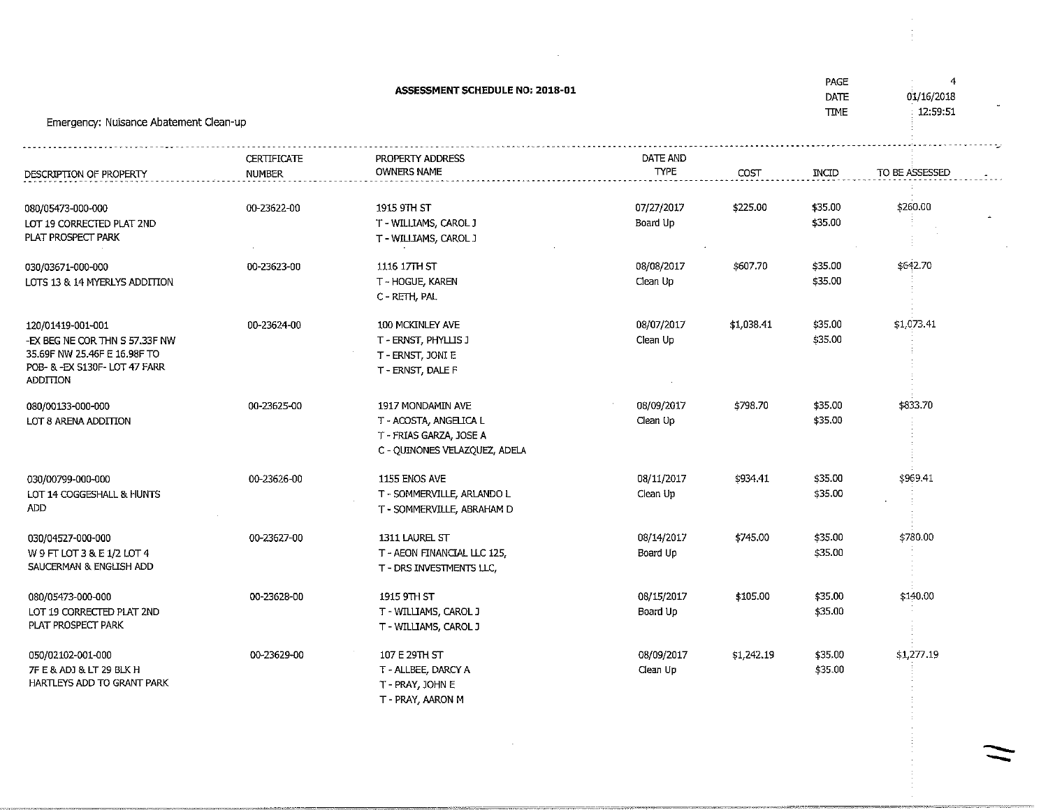**ASSESSMENT SCHEDULE NO: 2018-01**

PAGE 4
DATE 01/16/2018
TIME 12:59:51

Emergency: Nuisance Abatement Clean-up

| DESCRIPTION OF PROPERTY | CERTIFICATE NUMBER | PROPERTY ADDRESS OWNERS NAME | DATE AND TYPE | COST | INCID | TO BE ASSESSED |
|---|---|---|---|---|---|---|
| 080/05473-000-000 LOT 19 CORRECTED PLAT 2ND PLAT PROSPECT PARK | 00-23622-00 | 1915 9TH ST T - WILLIAMS, CAROL J T - WILLIAMS, CAROL J | 07/27/2017 Board Up | $225.00 | $35.00 $35.00 | $260.00 |
| 030/03671-000-000 LOTS 13 & 14 MYERLYS ADDITION | 00-23623-00 | 1116 17TH ST T - HOGUE, KAREN C - RETH, PAL | 08/08/2017 Clean Up | $607.70 | $35.00 $35.00 | $642.70 |
| 120/01419-001-001 -EX BEG NE COR THN S 57.33F NW 35.69F NW 25.46F E 16.98F TO POB- & -EX S130F- LOT 47 FARR ADDITION | 00-23624-00 | 100 MCKINLEY AVE T - ERNST, PHYLLIS J T - ERNST, JONI E T - ERNST, DALE F | 08/07/2017 Clean Up | $1,038.41 | $35.00 $35.00 | $1,073.41 |
| 080/00133-000-000 LOT 8 ARENA ADDITION | 00-23625-00 | 1917 MONDAMIN AVE T - ACOSTA, ANGELICA L T - FRIAS GARZA, JOSE A C - QUINONES VELAZQUEZ, ADELA | 08/09/2017 Clean Up | $798.70 | $35.00 $35.00 | $833.70 |
| 030/00799-000-000 LOT 14 COGGESHALL & HUNTS ADD | 00-23626-00 | 1155 ENOS AVE T - SOMMERVILLE, ARLANDO L T - SOMMERVILLE, ABRAHAM D | 08/11/2017 Clean Up | $934.41 | $35.00 $35.00 | $969.41 |
| 030/04527-000-000 W 9 FT LOT 3 & E 1/2 LOT 4 SAUCERMAN & ENGLISH ADD | 00-23627-00 | 1311 LAUREL ST T - AEON FINANCIAL LLC 125, T - DRS INVESTMENTS LLC, | 08/14/2017 Board Up | $745.00 | $35.00 $35.00 | $780.00 |
| 080/05473-000-000 LOT 19 CORRECTED PLAT 2ND PLAT PROSPECT PARK | 00-23628-00 | 1915 9TH ST T - WILLIAMS, CAROL J T - WILLIAMS, CAROL J | 08/15/2017 Board Up | $105.00 | $35.00 $35.00 | $140.00 |
| 050/02102-001-000 7F E & ADJ & LT 29 BLK H HARTLEYS ADD TO GRANT PARK | 00-23629-00 | 107 E 29TH ST T - ALLBEE, DARCY A T - PRAY, JOHN E T - PRAY, AARON M | 08/09/2017 Clean Up | $1,242.19 | $35.00 $35.00 | $1,277.19 |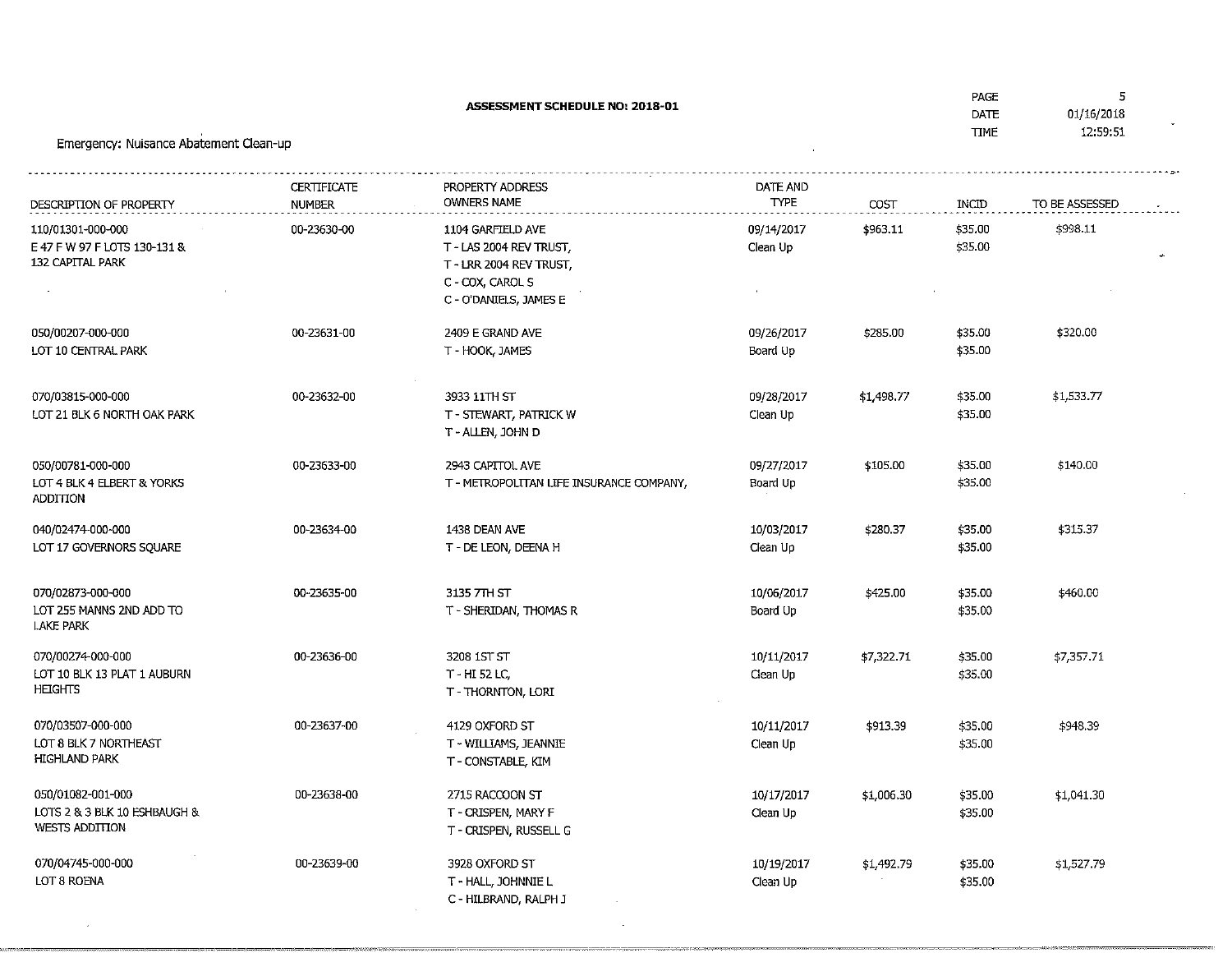**ASSESSMENT SCHEDULE NO: 2018-01**

PAGE 5
DATE 01/16/2018
TIME 12:59:51

Emergency: Nuisance Abatement Clean-up

| DESCRIPTION OF PROPERTY | CERTIFICATE NUMBER | PROPERTY ADDRESS OWNERS NAME | DATE AND TYPE | COST | INCID | TO BE ASSESSED |
|---|---|---|---|---|---|---|
| 110/01301-000-000<br>E 47 F W 97 F LOTS 130-131 & 132 CAPITAL PARK | 00-23630-00 | 1104 GARFIELD AVE<br>T - LAS 2004 REV TRUST,<br>T - LRR 2004 REV TRUST,<br>C - COX, CAROL S<br>C - O'DANIELS, JAMES E | 09/14/2017<br>Clean Up | $963.11 | $35.00<br>$35.00 | $998.11 |
| 050/00207-000-000<br>LOT 10 CENTRAL PARK | 00-23631-00 | 2409 E GRAND AVE<br>T - HOOK, JAMES | 09/26/2017<br>Board Up | $285.00 | $35.00<br>$35.00 | $320.00 |
| 070/03815-000-000<br>LOT 21 BLK 6 NORTH OAK PARK | 00-23632-00 | 3933 11TH ST<br>T - STEWART, PATRICK W<br>T - ALLEN, JOHN D | 09/28/2017<br>Clean Up | $1,498.77 | $35.00<br>$35.00 | $1,533.77 |
| 050/00781-000-000<br>LOT 4 BLK 4 ELBERT & YORKS ADDITION | 00-23633-00 | 2943 CAPITOL AVE<br>T - METROPOLITAN LIFE INSURANCE COMPANY, | 09/27/2017<br>Board Up | $105.00 | $35.00<br>$35.00 | $140.00 |
| 040/02474-000-000<br>LOT 17 GOVERNORS SQUARE | 00-23634-00 | 1438 DEAN AVE<br>T - DE LEON, DEENA H | 10/03/2017<br>Clean Up | $280.37 | $35.00<br>$35.00 | $315.37 |
| 070/02873-000-000<br>LOT 255 MANNS 2ND ADD TO LAKE PARK | 00-23635-00 | 3135 7TH ST<br>T - SHERIDAN, THOMAS R | 10/06/2017<br>Board Up | $425.00 | $35.00<br>$35.00 | $460.00 |
| 070/00274-000-000<br>LOT 10 BLK 13 PLAT 1 AUBURN HEIGHTS | 00-23636-00 | 3208 1ST ST<br>T - HI 52 LC,<br>T - THORNTON, LORI | 10/11/2017<br>Clean Up | $7,322.71 | $35.00<br>$35.00 | $7,357.71 |
| 070/03507-000-000<br>LOT 8 BLK 7 NORTHEAST HIGHLAND PARK | 00-23637-00 | 4129 OXFORD ST<br>T - WILLIAMS, JEANNIE<br>T - CONSTABLE, KIM | 10/11/2017<br>Clean Up | $913.39 | $35.00<br>$35.00 | $948.39 |
| 050/01082-001-000<br>LOTS 2 & 3 BLK 10 ESHBAUGH & WESTS ADDITION | 00-23638-00 | 2715 RACCOON ST<br>T - CRISPEN, MARY F<br>T - CRISPEN, RUSSELL G | 10/17/2017<br>Clean Up | $1,006.30 | $35.00<br>$35.00 | $1,041.30 |
| 070/04745-000-000<br>LOT 8 ROENA | 00-23639-00 | 3928 OXFORD ST<br>T - HALL, JOHNNIE L<br>C - HILBRAND, RALPH J | 10/19/2017<br>Clean Up | $1,492.79 | $35.00<br>$35.00 | $1,527.79 |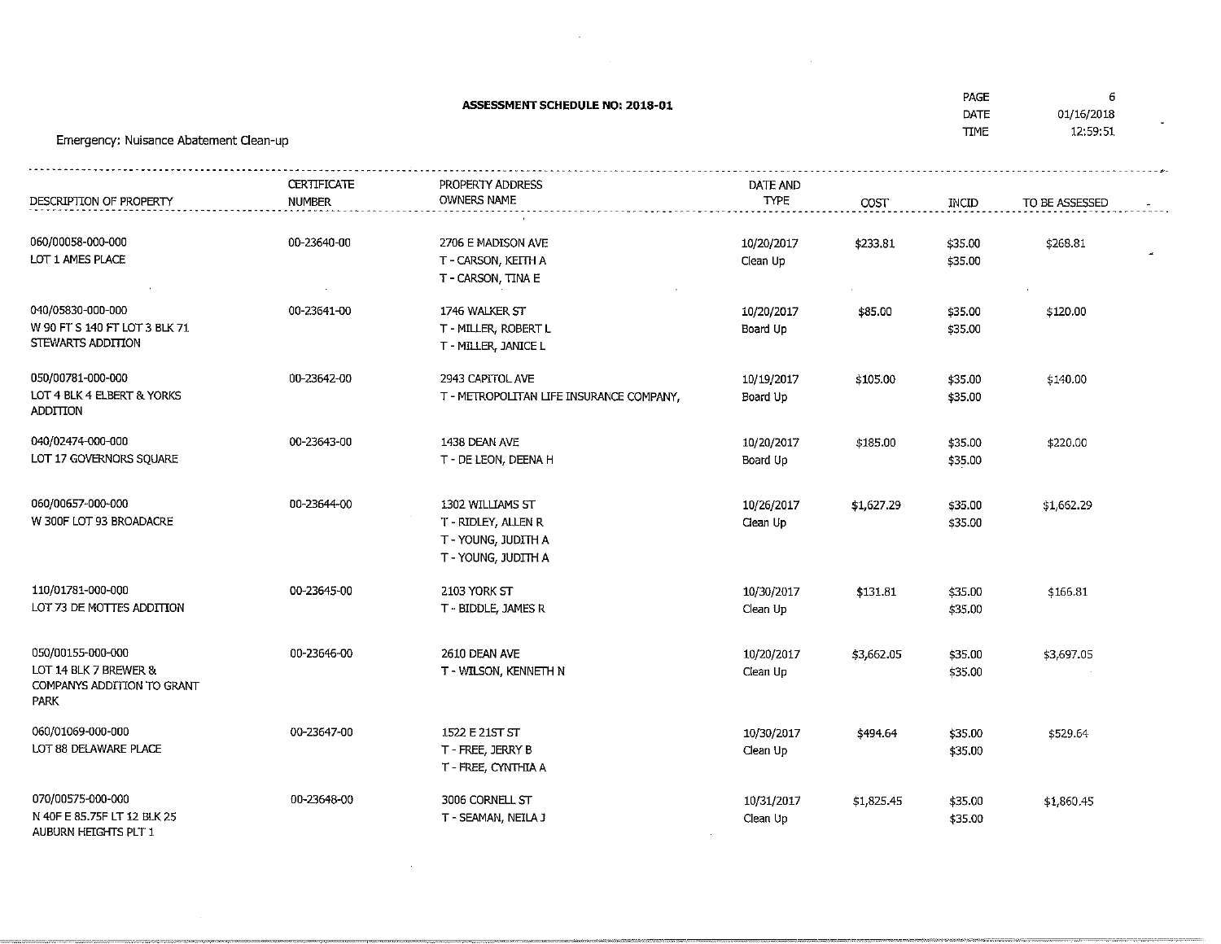**ASSESSMENT SCHEDULE NO: 2018-01**

PAGE 6
DATE 01/16/2018
TIME 12:59:51

Emergency: Nuisance Abatement Clean-up

| DESCRIPTION OF PROPERTY | CERTIFICATE NUMBER | PROPERTY ADDRESS OWNERS NAME | DATE AND TYPE | COST | INCID | TO BE ASSESSED |
|---|---|---|---|---|---|---|
| 060/00058-000-000<br>LOT 1 AMES PLACE | 00-23640-00 | 2706 E MADISON AVE<br>T - CARSON, KEITH A<br>T - CARSON, TINA E | 10/20/2017<br>Clean Up | $233.81 | $35.00<br>$35.00 | $268.81 |
| 040/05830-000-000<br>W 90 FT S 140 FT LOT 3 BLK 71<br>STEWARTS ADDITION | 00-23641-00 | 1746 WALKER ST<br>T - MILLER, ROBERT L<br>T - MILLER, JANICE L | 10/20/2017<br>Board Up | $85.00 | $35.00<br>$35.00 | $120.00 |
| 050/00781-000-000<br>LOT 4 BLK 4 ELBERT & YORKS<br>ADDITION | 00-23642-00 | 2943 CAPITOL AVE<br>T - METROPOLITAN LIFE INSURANCE COMPANY, | 10/19/2017<br>Board Up | $105.00 | $35.00<br>$35.00 | $140.00 |
| 040/02474-000-000<br>LOT 17 GOVERNORS SQUARE | 00-23643-00 | 1438 DEAN AVE<br>T - DE LEON, DEENA H | 10/20/2017<br>Board Up | $185.00 | $35.00<br>$35.00 | $220.00 |
| 060/00657-000-000<br>W 300F LOT 93 BROADACRE | 00-23644-00 | 1302 WILLIAMS ST<br>T - RIDLEY, ALLEN R<br>T - YOUNG, JUDITH A<br>T - YOUNG, JUDITH A | 10/26/2017<br>Clean Up | $1,627.29 | $35.00<br>$35.00 | $1,662.29 |
| 110/01781-000-000<br>LOT 73 DE MOTTES ADDITION | 00-23645-00 | 2103 YORK ST<br>T - BIDDLE, JAMES R | 10/30/2017<br>Clean Up | $131.81 | $35.00<br>$35.00 | $166.81 |
| 050/00155-000-000<br>LOT 14 BLK 7 BREWER &<br>COMPANYS ADDITION TO GRANT<br>PARK | 00-23646-00 | 2610 DEAN AVE<br>T - WILSON, KENNETH N | 10/20/2017<br>Clean Up | $3,662.05 | $35.00<br>$35.00 | $3,697.05 |
| 060/01069-000-000<br>LOT 88 DELAWARE PLACE | 00-23647-00 | 1522 E 21ST ST<br>T - FREE, JERRY B<br>T - FREE, CYNTHIA A | 10/30/2017<br>Clean Up | $494.64 | $35.00<br>$35.00 | $529.64 |
| 070/00575-000-000<br>N 40F E 85.75F LT 12 BLK 25<br>AUBURN HEIGHTS PLT 1 | 00-23648-00 | 3006 CORNELL ST<br>T - SEAMAN, NEILA J | 10/31/2017<br>Clean Up | $1,825.45 | $35.00<br>$35.00 | $1,860.45 |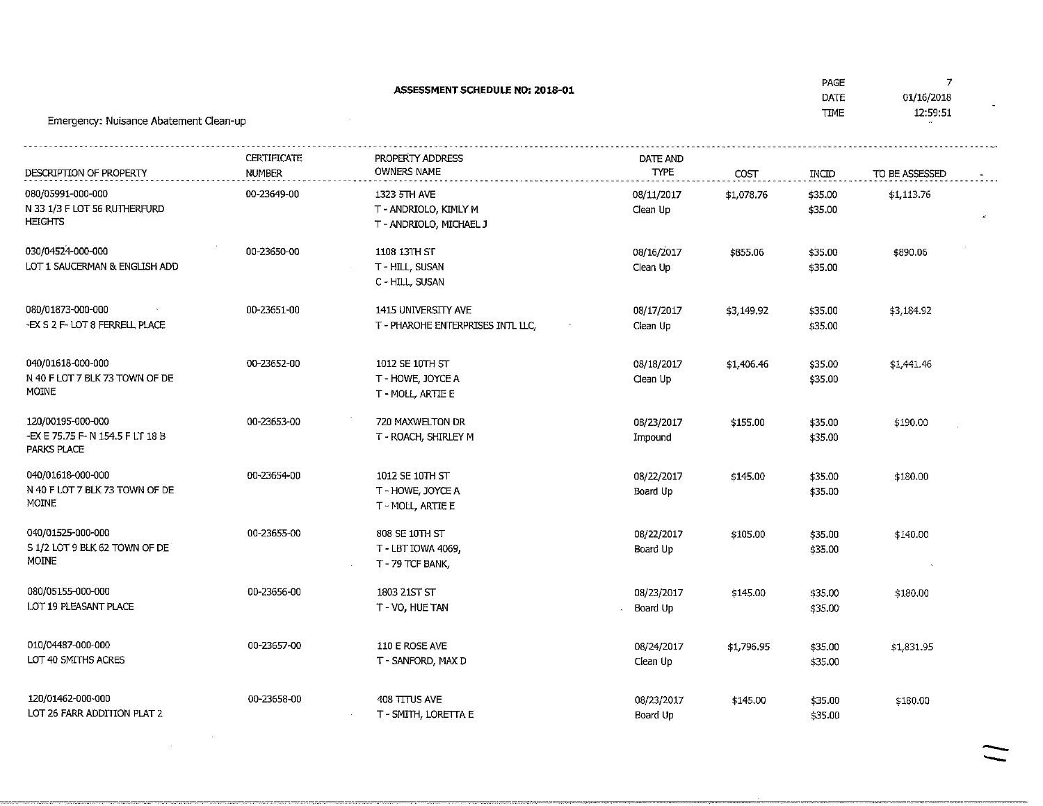**ASSESSMENT SCHEDULE NO: 2018-01**

PAGE 7
DATE 01/16/2018
TIME 12:59:51

Emergency: Nuisance Abatement Clean-up

| DESCRIPTION OF PROPERTY | CERTIFICATE NUMBER | PROPERTY ADDRESS OWNERS NAME | DATE AND TYPE | COST | INCID | TO BE ASSESSED |
|---|---|---|---|---|---|---|
| 080/05991-000-000<br>N 33 1/3 F LOT 56 RUTHERFURD HEIGHTS | 00-23649-00 | 1323 5TH AVE<br>T - ANDRIOLO, KIMLY M<br>T - ANDRIOLO, MICHAEL J | 08/11/2017<br>Clean Up | $1,078.76 | $35.00<br>$35.00 | $1,113.76 |
| 030/04524-000-000<br>LOT 1 SAUCERMAN & ENGLISH ADD | 00-23650-00 | 1108 13TH ST<br>T - HILL, SUSAN<br>C - HILL, SUSAN | 08/16/2017<br>Clean Up | $855.06 | $35.00<br>$35.00 | $890.06 |
| 080/01873-000-000<br>-EX S 2 F- LOT 8 FERRELL PLACE | 00-23651-00 | 1415 UNIVERSITY AVE<br>T - PHAROHE ENTERPRISES INTL LLC, | 08/17/2017<br>Clean Up | $3,149.92 | $35.00<br>$35.00 | $3,184.92 |
| 040/01618-000-000<br>N 40 F LOT 7 BLK 73 TOWN OF DE MOINE | 00-23652-00 | 1012 SE 10TH ST<br>T - HOWE, JOYCE A<br>T - MOLL, ARTIE E | 08/18/2017<br>Clean Up | $1,406.46 | $35.00<br>$35.00 | $1,441.46 |
| 120/00195-000-000<br>-EX E 75.75 F- N 154.5 F LT 18 B PARKS PLACE | 00-23653-00 | 720 MAXWELTON DR<br>T - ROACH, SHIRLEY M | 08/23/2017<br>Impound | $155.00 | $35.00<br>$35.00 | $190.00 |
| 040/01618-000-000<br>N 40 F LOT 7 BLK 73 TOWN OF DE MOINE | 00-23654-00 | 1012 SE 10TH ST<br>T - HOWE, JOYCE A<br>T - MOLL, ARTIE E | 08/22/2017<br>Board Up | $145.00 | $35.00<br>$35.00 | $180.00 |
| 040/01525-000-000<br>S 1/2 LOT 9 BLK 62 TOWN OF DE MOINE | 00-23655-00 | 808 SE 10TH ST<br>T - LBT IOWA 4069,<br>T - 79 TCF BANK, | 08/22/2017<br>Board Up | $105.00 | $35.00<br>$35.00 | $140.00 |
| 080/05155-000-000<br>LOT 19 PLEASANT PLACE | 00-23656-00 | 1803 21ST ST<br>T - VO, HUE TAN | 08/23/2017<br>Board Up | $145.00 | $35.00<br>$35.00 | $180.00 |
| 010/04487-000-000<br>LOT 40 SMITHS ACRES | 00-23657-00 | 110 E ROSE AVE<br>T - SANFORD, MAX D | 08/24/2017<br>Clean Up | $1,796.95 | $35.00<br>$35.00 | $1,831.95 |
| 120/01462-000-000<br>LOT 26 FARR ADDITION PLAT 2 | 00-23658-00 | 408 TITUS AVE<br>T - SMITH, LORETTA E | 08/23/2017<br>Board Up | $145.00 | $35.00<br>$35.00 | $180.00 |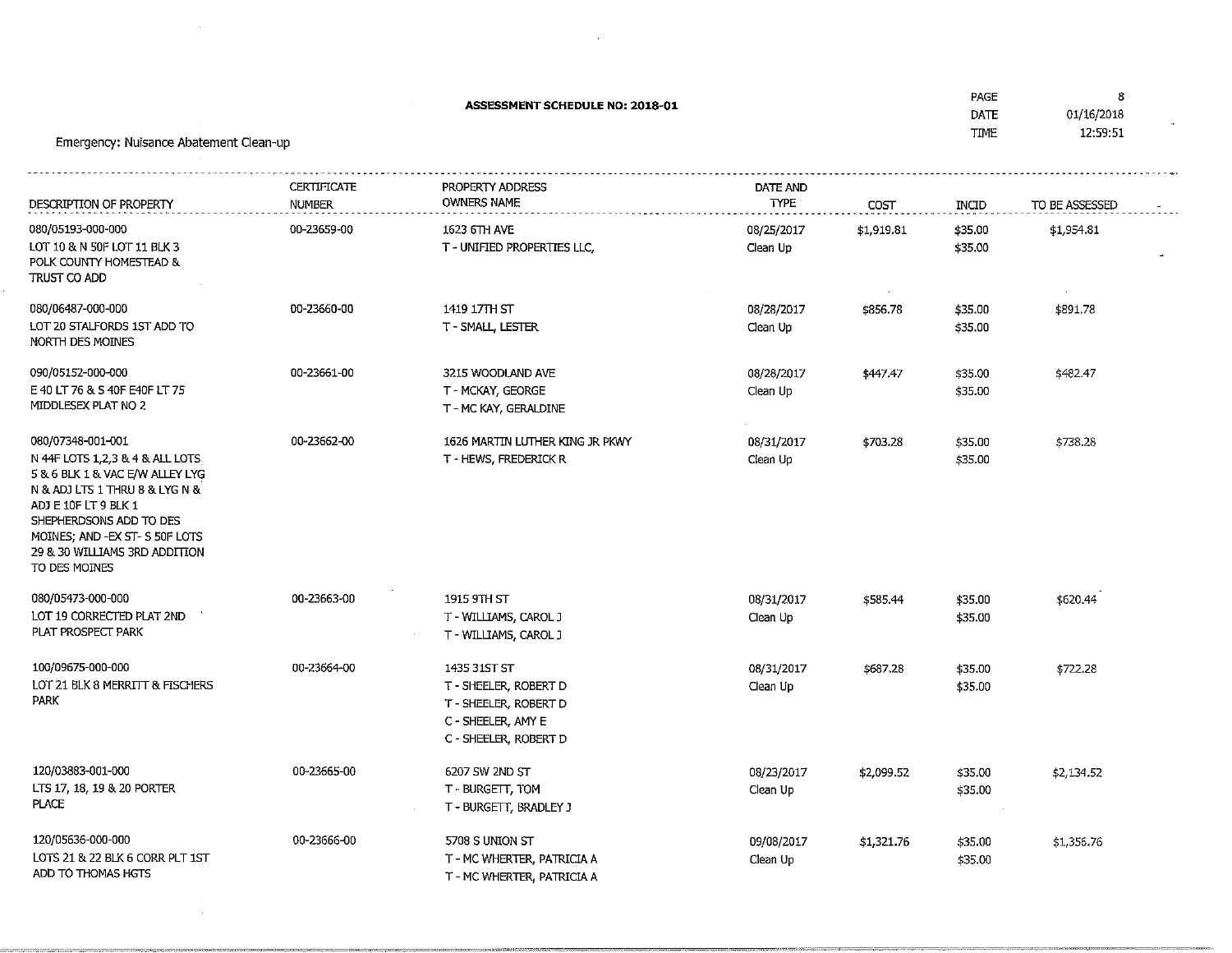**ASSESSMENT SCHEDULE NO: 2018-01**

PAGE 8
DATE 01/16/2018
TIME 12:59:51

Emergency: Nuisance Abatement Clean-up

| DESCRIPTION OF PROPERTY | CERTIFICATE NUMBER | PROPERTY ADDRESS OWNERS NAME | DATE AND TYPE | COST | INCID | TO BE ASSESSED |
|---|---|---|---|---|---|---|
| 080/05193-000-000<br>LOT 10 & N 50F LOT 11 BLK 3 POLK COUNTY HOMESTEAD & TRUST CO ADD | 00-23659-00 | 1623 6TH AVE<br>T - UNIFIED PROPERTIES LLC, | 08/25/2017<br>Clean Up | $1,919.81 | $35.00<br>$35.00 | $1,954.81 |
| 080/06487-000-000<br>LOT 20 STALFORDS 1ST ADD TO NORTH DES MOINES | 00-23660-00 | 1419 17TH ST<br>T - SMALL, LESTER | 08/28/2017<br>Clean Up | $856.78 | $35.00<br>$35.00 | $891.78 |
| 090/05152-000-000<br>E 40 LT 76 & S 40F E40F LT 75 MIDDLESEX PLAT NO 2 | 00-23661-00 | 3215 WOODLAND AVE<br>T - MCKAY, GEORGE<br>T - MC KAY, GERALDINE | 08/28/2017<br>Clean Up | $447.47 | $35.00<br>$35.00 | $482.47 |
| 080/07348-001-001<br>N 44F LOTS 1,2,3 & 4 & ALL LOTS 5 & 6 BLK 1 & VAC E/W ALLEY LYG N & ADJ LTS 1 THRU 8 & LYG N & ADJ E 10F LT 9 BLK 1 SHEPHERDSONS ADD TO DES MOINES; AND -EX ST- S 50F LOTS 29 & 30 WILLIAMS 3RD ADDITION TO DES MOINES | 00-23662-00 | 1626 MARTIN LUTHER KING JR PKWY<br>T - HEWS, FREDERICK R | 08/31/2017<br>Clean Up | $703.28 | $35.00<br>$35.00 | $738.28 |
| 080/05473-000-000<br>LOT 19 CORRECTED PLAT 2ND PLAT PROSPECT PARK | 00-23663-00 | 1915 9TH ST<br>T - WILLIAMS, CAROL J<br>T - WILLIAMS, CAROL J | 08/31/2017<br>Clean Up | $585.44 | $35.00<br>$35.00 | $620.44 |
| 100/09675-000-000<br>LOT 21 BLK 8 MERRITT & FISCHERS PARK | 00-23664-00 | 1435 31ST ST<br>T - SHEELER, ROBERT D<br>T - SHEELER, ROBERT D<br>C - SHEELER, AMY E<br>C - SHEELER, ROBERT D | 08/31/2017<br>Clean Up | $687.28 | $35.00<br>$35.00 | $722.28 |
| 120/03883-001-000<br>LTS 17, 18, 19 & 20 PORTER PLACE | 00-23665-00 | 6207 SW 2ND ST<br>T - BURGETT, TOM<br>T - BURGETT, BRADLEY J | 08/23/2017<br>Clean Up | $2,099.52 | $35.00<br>$35.00 | $2,134.52 |
| 120/05636-000-000<br>LOTS 21 & 22 BLK 6 CORR PLT 1ST ADD TO THOMAS HGTS | 00-23666-00 | 5708 S UNION ST<br>T - MC WHERTER, PATRICIA A<br>T - MC WHERTER, PATRICIA A | 09/08/2017<br>Clean Up | $1,321.76 | $35.00<br>$35.00 | $1,356.76 |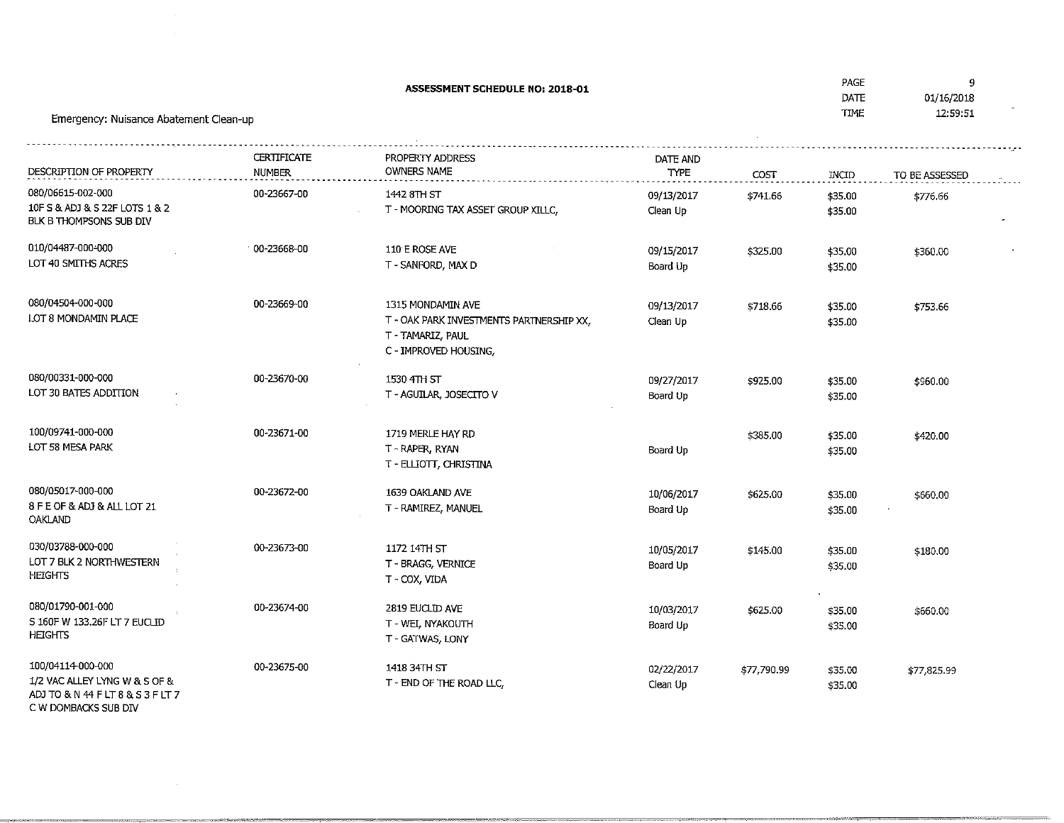**ASSESSMENT SCHEDULE NO: 2018-01**

PAGE 9
DATE 01/16/2018
TIME 12:59:51

Emergency: Nuisance Abatement Clean-up

| DESCRIPTION OF PROPERTY | CERTIFICATE NUMBER | PROPERTY ADDRESS OWNERS NAME | DATE AND TYPE | COST | INCID | TO BE ASSESSED |
|---|---|---|---|---|---|---|
| 080/06615-002-000<br>10F S & ADJ & S 22F LOTS 1 & 2<br>BLK B THOMPSONS SUB DIV | 00-23667-00 | 1442 8TH ST<br>T - MOORING TAX ASSET GROUP XILLC, | 09/13/2017<br>Clean Up | $741.66 | $35.00<br>$35.00 | $776.66 |
| 010/04487-000-000<br>LOT 40 SMITHS ACRES | 00-23668-00 | 110 E ROSE AVE<br>T - SANFORD, MAX D | 09/15/2017<br>Board Up | $325.00 | $35.00<br>$35.00 | $360.00 |
| 080/04504-000-000<br>LOT 8 MONDAMIN PLACE | 00-23669-00 | 1315 MONDAMIN AVE<br>T - OAK PARK INVESTMENTS PARTNERSHIP XX,<br>T - TAMARIZ, PAUL<br>C - IMPROVED HOUSING, | 09/13/2017<br>Clean Up | $718.66 | $35.00<br>$35.00 | $753.66 |
| 080/00331-000-000<br>LOT 30 BATES ADDITION | 00-23670-00 | 1530 4TH ST<br>T - AGUILAR, JOSECITO V | 09/27/2017<br>Board Up | $925.00 | $35.00<br>$35.00 | $960.00 |
| 100/09741-000-000<br>LOT 58 MESA PARK | 00-23671-00 | 1719 MERLE HAY RD<br>T - RAPER, RYAN<br>T - ELLIOTT, CHRISTINA | Board Up | $385.00 | $35.00<br>$35.00 | $420.00 |
| 080/05017-000-000<br>8 F E OF & ADJ & ALL LOT 21<br>OAKLAND | 00-23672-00 | 1639 OAKLAND AVE<br>T - RAMIREZ, MANUEL | 10/06/2017<br>Board Up | $625.00 | $35.00<br>$35.00 | $660.00 |
| 030/03788-000-000<br>LOT 7 BLK 2 NORTHWESTERN<br>HEIGHTS | 00-23673-00 | 1172 14TH ST<br>T - BRAGG, VERNICE<br>T - COX, VIDA | 10/05/2017<br>Board Up | $145.00 | $35.00<br>$35.00 | $180.00 |
| 080/01790-001-000<br>S 160F W 133.26F LT 7 EUCLID<br>HEIGHTS | 00-23674-00 | 2819 EUCLID AVE<br>T - WEI, NYAKOUTH<br>T - GATWAS, LONY | 10/03/2017<br>Board Up | $625.00 | $35.00<br>$35.00 | $660.00 |
| 100/04114-000-000<br>1/2 VAC ALLEY LYNG W & S OF &<br>ADJ TO & N 44 F LT 8 & S 3 F LT 7<br>C W DOMBACKS SUB DIV | 00-23675-00 | 1418 34TH ST<br>T - END OF THE ROAD LLC, | 02/22/2017<br>Clean Up | $77,790.99 | $35.00<br>$35.00 | $77,825.99 |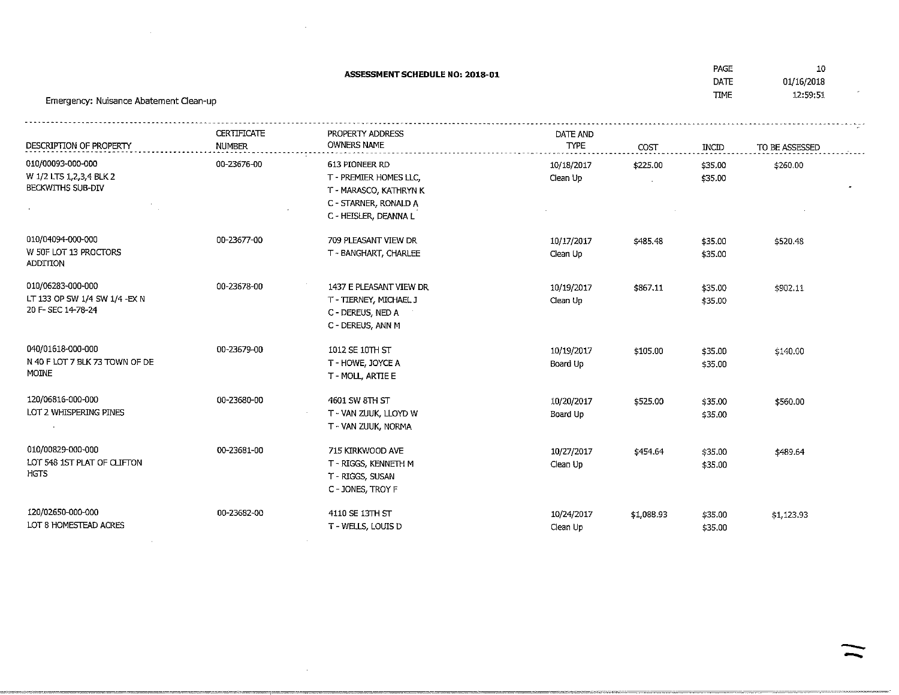**ASSESSMENT SCHEDULE NO: 2018-01**

PAGE 10
DATE 01/16/2018
TIME 12:59:51

Emergency: Nuisance Abatement Clean-up

| DESCRIPTION OF PROPERTY | CERTIFICATE NUMBER | PROPERTY ADDRESS OWNERS NAME | DATE AND TYPE | COST | INCID | TO BE ASSESSED |
|---|---|---|---|---|---|---|
| 010/00093-000-000<br>W 1/2 LTS 1,2,3,4 BLK 2<br>BECKWITHS SUB-DIV | 00-23676-00 | 613 PIONEER RD<br>T - PREMIER HOMES LLC,<br>T - MARASCO, KATHRYN K<br>C - STARNER, RONALD A<br>C - HEISLER, DEANNA L | 10/18/2017<br>Clean Up | $225.00 | $35.00<br>$35.00 | $260.00 |
| 010/04094-000-000<br>W 50F LOT 13 PROCTORS<br>ADDITION | 00-23677-00 | 709 PLEASANT VIEW DR<br>T - BANGHART, CHARLEE | 10/17/2017<br>Clean Up | $485.48 | $35.00<br>$35.00 | $520.48 |
| 010/06283-000-000<br>LT 133 OP SW 1/4 SW 1/4 -EX N<br>20 F- SEC 14-78-24 | 00-23678-00 | 1437 E PLEASANT VIEW DR<br>T - TIERNEY, MICHAEL J<br>C - DEREUS, NED A<br>C - DEREUS, ANN M | 10/19/2017<br>Clean Up | $867.11 | $35.00<br>$35.00 | $902.11 |
| 040/01618-000-000<br>N 40 F LOT 7 BLK 73 TOWN OF DE<br>MOINE | 00-23679-00 | 1012 SE 10TH ST<br>T - HOWE, JOYCE A<br>T - MOLL, ARTIE E | 10/19/2017<br>Board Up | $105.00 | $35.00<br>$35.00 | $140.00 |
| 120/06816-000-000<br>LOT 2 WHISPERING PINES | 00-23680-00 | 4601 SW 8TH ST<br>T - VAN ZUUK, LLOYD W<br>T - VAN ZUUK, NORMA | 10/20/2017<br>Board Up | $525.00 | $35.00<br>$35.00 | $560.00 |
| 010/00829-000-000<br>LOT 548 1ST PLAT OF CLIFTON<br>HGTS | 00-23681-00 | 715 KIRKWOOD AVE<br>T - RIGGS, KENNETH M<br>T - RIGGS, SUSAN<br>C - JONES, TROY F | 10/27/2017<br>Clean Up | $454.64 | $35.00<br>$35.00 | $489.64 |
| 120/02650-000-000<br>LOT 8 HOMESTEAD ACRES | 00-23682-00 | 4110 SE 13TH ST<br>T - WELLS, LOUIS D | 10/24/2017<br>Clean Up | $1,088.93 | $35.00<br>$35.00 | $1,123.93 |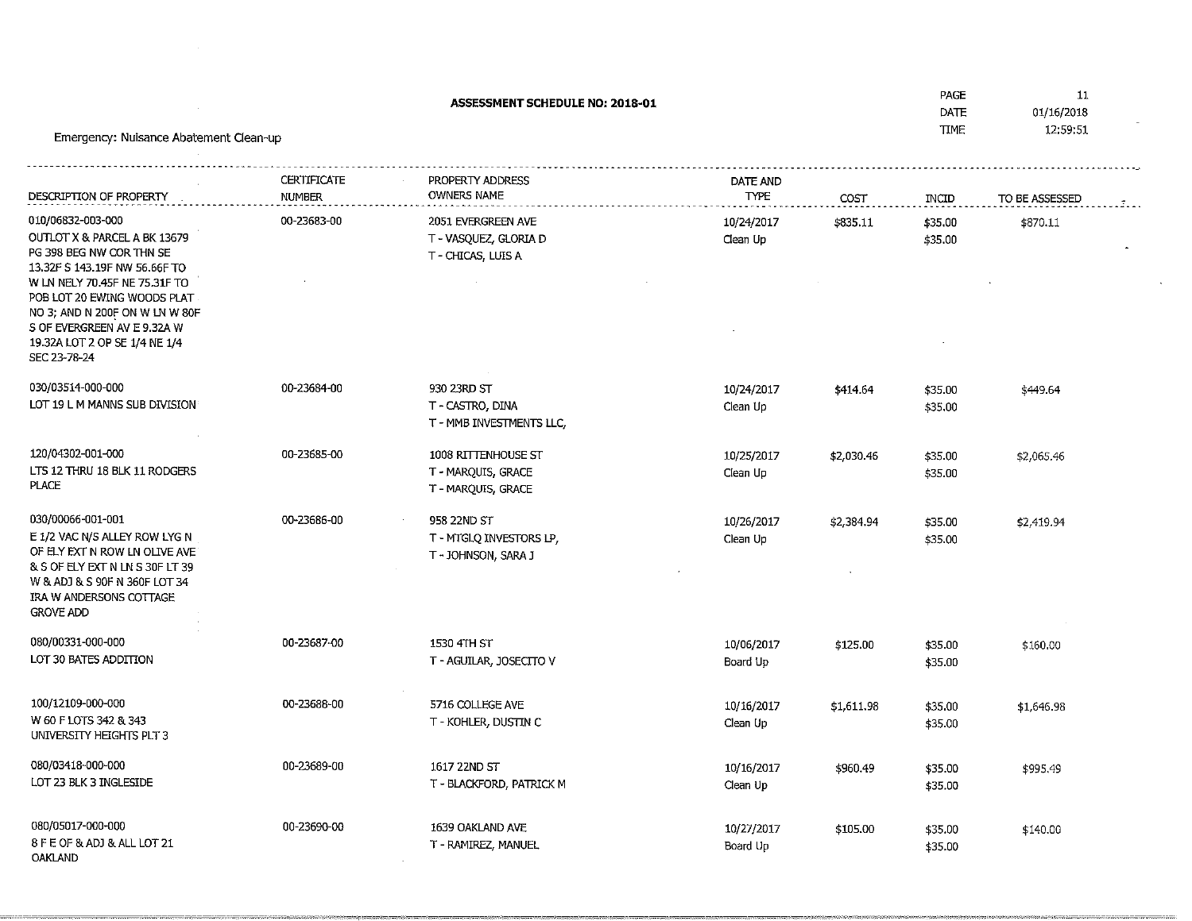**ASSESSMENT SCHEDULE NO: 2018-01**

PAGE 11
DATE 01/16/2018
TIME 12:59:51

Emergency: Nuisance Abatement Clean-up

| DESCRIPTION OF PROPERTY | CERTIFICATE NUMBER | PROPERTY ADDRESS OWNERS NAME | DATE AND TYPE | COST | INCID | TO BE ASSESSED |
|---|---|---|---|---|---|---|
| 010/06832-003-000<br>OUTLOT X & PARCEL A BK 13679 PG 398 BEG NW COR THN SE 13.32F S 143.19F NW 56.66F TO W LN NELY 70.45F NE 75.31F TO POB LOT 20 EWING WOODS PLAT NO 3; AND N 200F ON W LN W 80F S OF EVERGREEN AV E 9.32A W 19.32A LOT 2 OF SE 1/4 NE 1/4 SEC 23-78-24 | 00-23683-00 | 2051 EVERGREEN AVE<br>T - VASQUEZ, GLORIA D<br>T - CHICAS, LUIS A | 10/24/2017<br>Clean Up | $835.11 | $35.00<br>$35.00 | $870.11 |
| 030/03514-000-000<br>LOT 19 L M MANNS SUB DIVISION | 00-23684-00 | 930 23RD ST<br>T - CASTRO, DINA<br>T - MMB INVESTMENTS LLC, | 10/24/2017<br>Clean Up | $414.64 | $35.00<br>$35.00 | $449.64 |
| 120/04302-001-000<br>LTS 12 THRU 18 BLK 11 RODGERS PLACE | 00-23685-00 | 1008 RITTENHOUSE ST<br>T - MARQUIS, GRACE<br>T - MARQUIS, GRACE | 10/25/2017<br>Clean Up | $2,030.46 | $35.00<br>$35.00 | $2,065.46 |
| 030/00066-001-001<br>E 1/2 VAC N/S ALLEY ROW LYG N OF ELY EXT N ROW LN OLIVE AVE & S OF ELY EXT N LN S 30F LT 39 W & ADJ & S 90F N 360F LOT 34 IRA W ANDERSONS COTTAGE GROVE ADD | 00-23686-00 | 958 22ND ST<br>T - MTGLQ INVESTORS LP,<br>T - JOHNSON, SARA J | 10/26/2017<br>Clean Up | $2,384.94 | $35.00<br>$35.00 | $2,419.94 |
| 080/00331-000-000<br>LOT 30 BATES ADDITION | 00-23687-00 | 1530 4TH ST<br>T - AGUILAR, JOSECITO V | 10/06/2017<br>Board Up | $125.00 | $35.00<br>$35.00 | $160.00 |
| 100/12109-000-000<br>W 60 F LOTS 342 & 343 UNIVERSITY HEIGHTS PLT 3 | 00-23688-00 | 5716 COLLEGE AVE<br>T - KOHLER, DUSTIN C | 10/16/2017<br>Clean Up | $1,611.98 | $35.00<br>$35.00 | $1,646.98 |
| 080/03418-000-000<br>LOT 23 BLK 3 INGLESIDE | 00-23689-00 | 1617 22ND ST<br>T - BLACKFORD, PATRICK M | 10/16/2017<br>Clean Up | $960.49 | $35.00<br>$35.00 | $995.49 |
| 080/05017-000-000<br>8 F E OF & ADJ & ALL LOT 21 OAKLAND | 00-23690-00 | 1639 OAKLAND AVE<br>T - RAMIREZ, MANUEL | 10/27/2017<br>Board Up | $105.00 | $35.00<br>$35.00 | $140.00 |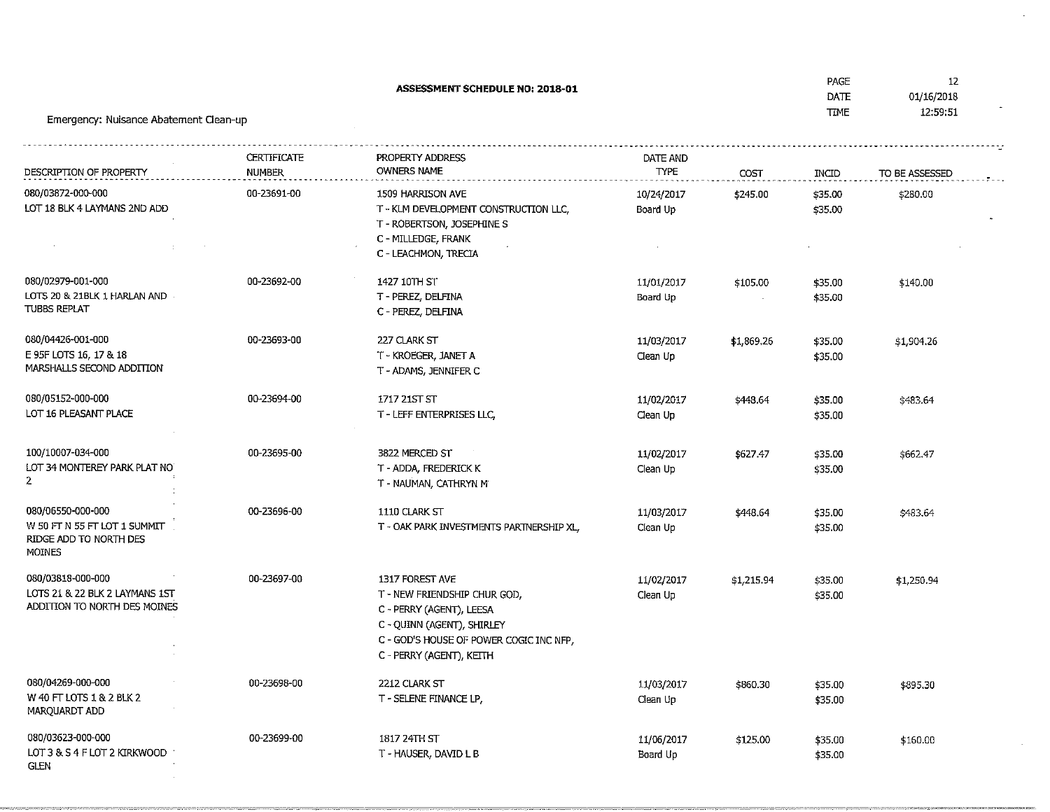**ASSESSMENT SCHEDULE NO: 2018-01**

PAGE 12
DATE 01/16/2018
TIME 12:59:51

Emergency: Nuisance Abatement Clean-up

| DESCRIPTION OF PROPERTY | CERTIFICATE NUMBER | PROPERTY ADDRESS OWNERS NAME | DATE AND TYPE | COST | INCID | TO BE ASSESSED |
|---|---|---|---|---|---|---|
| 080/03872-000-000<br>LOT 18 BLK 4 LAYMANS 2ND ADD | 00-23691-00 | 1509 HARRISON AVE<br>T - KLM DEVELOPMENT CONSTRUCTION LLC,<br>T - ROBERTSON, JOSEPHINE S<br>C - MILLEDGE, FRANK<br>C - LEACHMON, TRECIA | 10/24/2017<br>Board Up | $245.00 | $35.00<br>$35.00 | $280.00 |
| 080/02979-001-000<br>LOTS 20 & 21BLK 1 HARLAN AND TUBBS REPLAT | 00-23692-00 | 1427 10TH ST<br>T - PEREZ, DELFINA<br>C - PEREZ, DELFINA | 11/01/2017<br>Board Up | $105.00 | $35.00<br>$35.00 | $140.00 |
| 080/04426-001-000<br>E 95F LOTS 16, 17 & 18 MARSHALLS SECOND ADDITION | 00-23693-00 | 227 CLARK ST<br>T - KROEGER, JANET A<br>T - ADAMS, JENNIFER C | 11/03/2017<br>Clean Up | $1,869.26 | $35.00<br>$35.00 | $1,904.26 |
| 080/05152-000-000<br>LOT 16 PLEASANT PLACE | 00-23694-00 | 1717 21ST ST<br>T - LEFF ENTERPRISES LLC, | 11/02/2017<br>Clean Up | $448.64 | $35.00<br>$35.00 | $483.64 |
| 100/10007-034-000<br>LOT 34 MONTEREY PARK PLAT NO 2 | 00-23695-00 | 3822 MERCED ST<br>T - ADDA, FREDERICK K<br>T - NAUMAN, CATHRYN M | 11/02/2017<br>Clean Up | $627.47 | $35.00<br>$35.00 | $662.47 |
| 080/06550-000-000<br>W 50 FT N 55 FT LOT 1 SUMMIT RIDGE ADD TO NORTH DES MOINES | 00-23696-00 | 1110 CLARK ST<br>T - OAK PARK INVESTMENTS PARTNERSHIP XL, | 11/03/2017<br>Clean Up | $448.64 | $35.00<br>$35.00 | $483.64 |
| 080/03818-000-000<br>LOTS 21 & 22 BLK 2 LAYMANS 1ST ADDITION TO NORTH DES MOINES | 00-23697-00 | 1317 FOREST AVE<br>T - NEW FRIENDSHIP CHUR GOD,<br>C - PERRY (AGENT), LEESA<br>C - QUINN (AGENT), SHIRLEY<br>C - GOD'S HOUSE OF POWER COGIC INC NFP,<br>C - PERRY (AGENT), KEITH | 11/02/2017<br>Clean Up | $1,215.94 | $35.00<br>$35.00 | $1,250.94 |
| 080/04269-000-000<br>W 40 FT LOTS 1 & 2 BLK 2 MARQUARDT ADD | 00-23698-00 | 2212 CLARK ST<br>T - SELENE FINANCE LP, | 11/03/2017<br>Clean Up | $860.30 | $35.00<br>$35.00 | $895.30 |
| 080/03623-000-000<br>LOT 3 & S 4 F LOT 2 KIRKWOOD GLEN | 00-23699-00 | 1817 24TH ST<br>T - HAUSER, DAVID L B | 11/06/2017<br>Board Up | $125.00 | $35.00<br>$35.00 | $160.00 |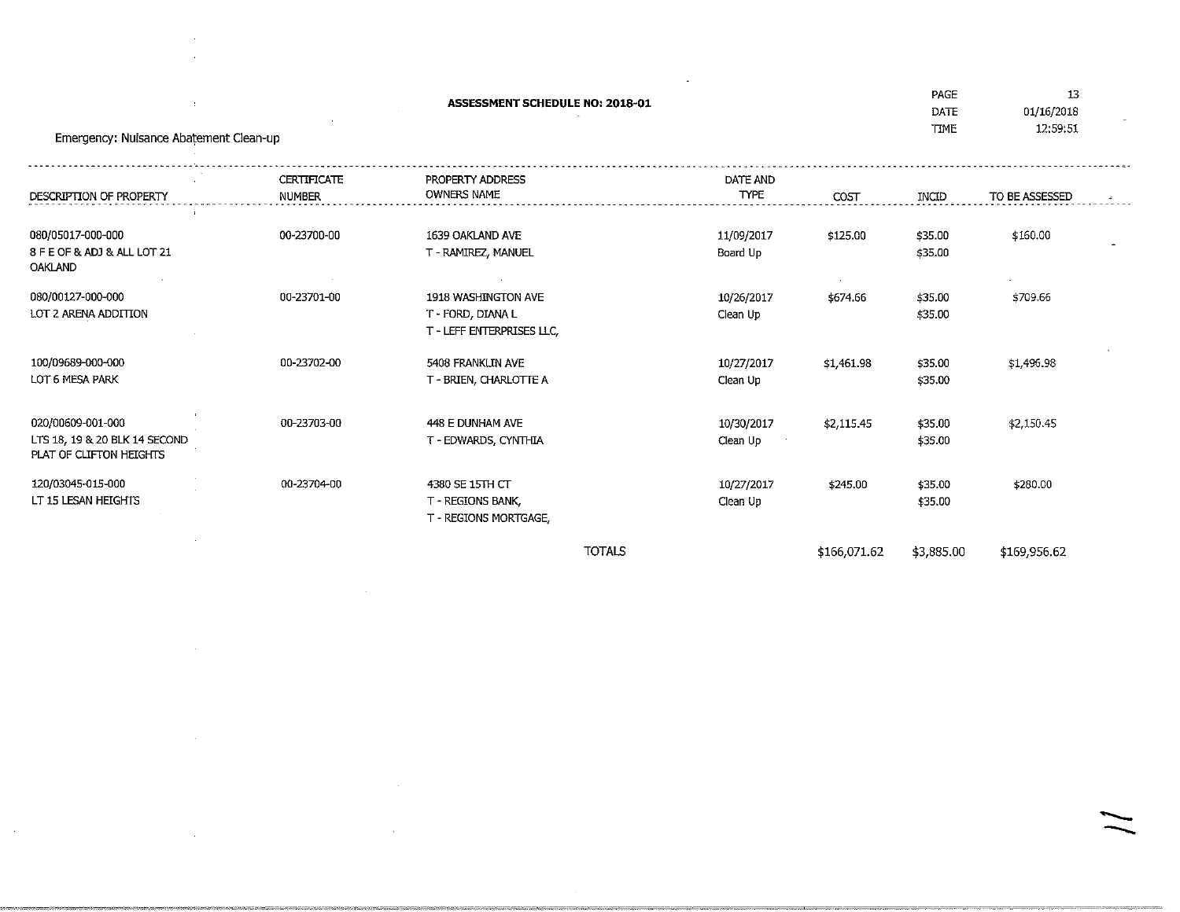**ASSESSMENT SCHEDULE NO: 2018-01**

PAGE 13
DATE 01/16/2018
TIME 12:59:51

Emergency: Nuisance Abatement Clean-up

| DESCRIPTION OF PROPERTY | CERTIFICATE NUMBER | PROPERTY ADDRESS OWNERS NAME | DATE AND TYPE | COST | INCID | TO BE ASSESSED |
|---|---|---|---|---|---|---|
| 080/05017-000-000<br>8 F E OF & ADJ & ALL LOT 21 OAKLAND | 00-23700-00 | 1639 OAKLAND AVE<br>T - RAMIREZ, MANUEL | 11/09/2017<br>Board Up | $125.00 | $35.00<br>$35.00 | $160.00 |
| 080/00127-000-000<br>LOT 2 ARENA ADDITION | 00-23701-00 | 1918 WASHINGTON AVE<br>T - FORD, DIANA L<br>T - LEFF ENTERPRISES LLC, | 10/26/2017<br>Clean Up | $674.66 | $35.00<br>$35.00 | $709.66 |
| 100/09689-000-000<br>LOT 6 MESA PARK | 00-23702-00 | 5408 FRANKLIN AVE<br>T - BRIEN, CHARLOTTE A | 10/27/2017<br>Clean Up | $1,461.98 | $35.00<br>$35.00 | $1,496.98 |
| 020/00609-001-000<br>LTS 18, 19 & 20 BLK 14 SECOND PLAT OF CLIFTON HEIGHTS | 00-23703-00 | 448 E DUNHAM AVE<br>T - EDWARDS, CYNTHIA | 10/30/2017<br>Clean Up | $2,115.45 | $35.00<br>$35.00 | $2,150.45 |
| 120/03045-015-000<br>LT 15 LESAN HEIGHTS | 00-23704-00 | 4380 SE 15TH CT<br>T - REGIONS BANK,<br>T - REGIONS MORTGAGE, | 10/27/2017<br>Clean Up | $245.00 | $35.00<br>$35.00 | $280.00 |
| | | TOTALS | | $166,071.62 | $3,885.00 | $169,956.62 |